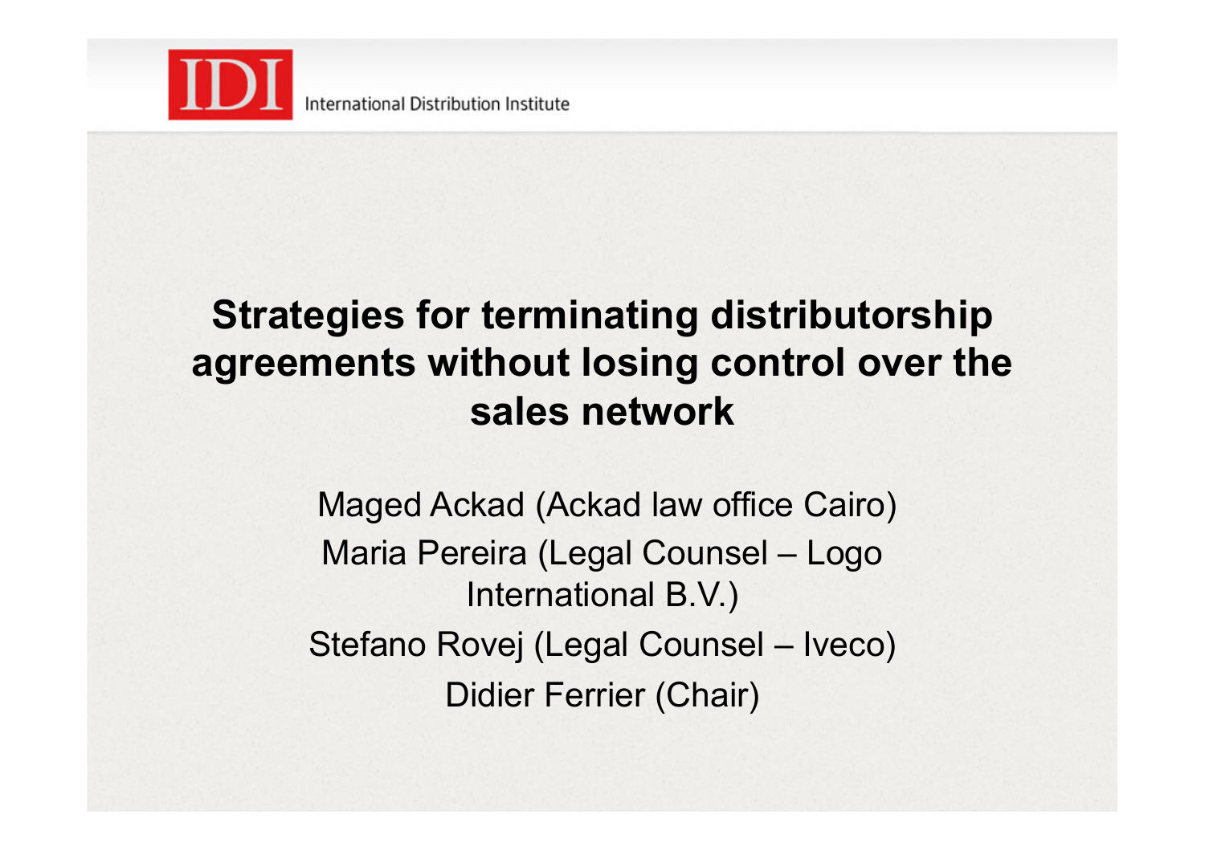IDI International Distribution Institute

# Strategies for terminating distributorship agreements without losing control over the sales network

Maged Ackad (Ackad law office Cairo)

Maria Pereira (Legal Counsel – Logo International B.V.)

Stefano Rovej (Legal Counsel – Iveco)

Didier Ferrier (Chair)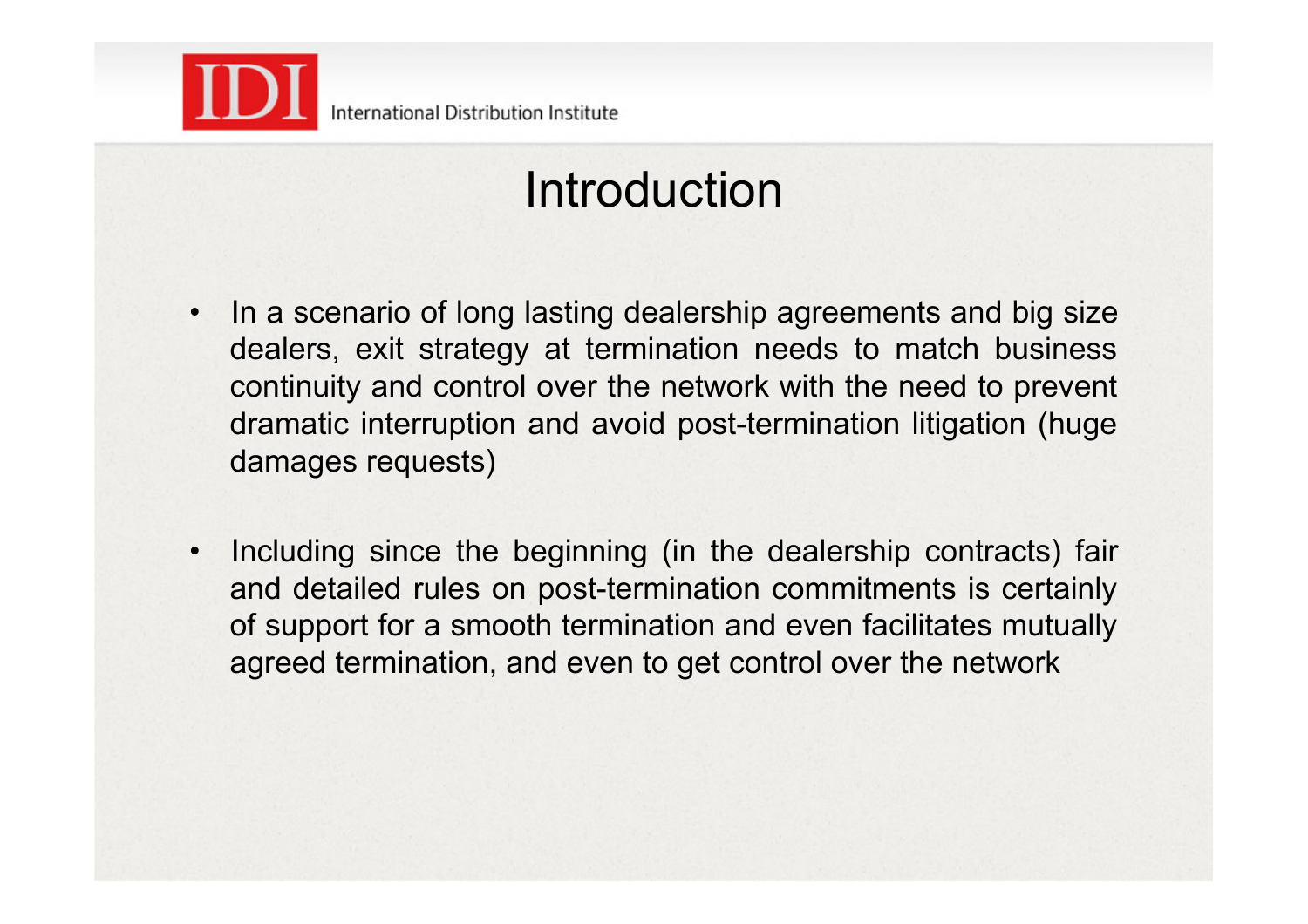# Introduction

- In a scenario of long lasting dealership agreements and big size dealers, exit strategy at termination needs to match business continuity and control over the network with the need to prevent dramatic interruption and avoid post-termination litigation (huge damages requests)

- Including since the beginning (in the dealership contracts) fair and detailed rules on post-termination commitments is certainly of support for a smooth termination and even facilitates mutually agreed termination, and even to get control over the network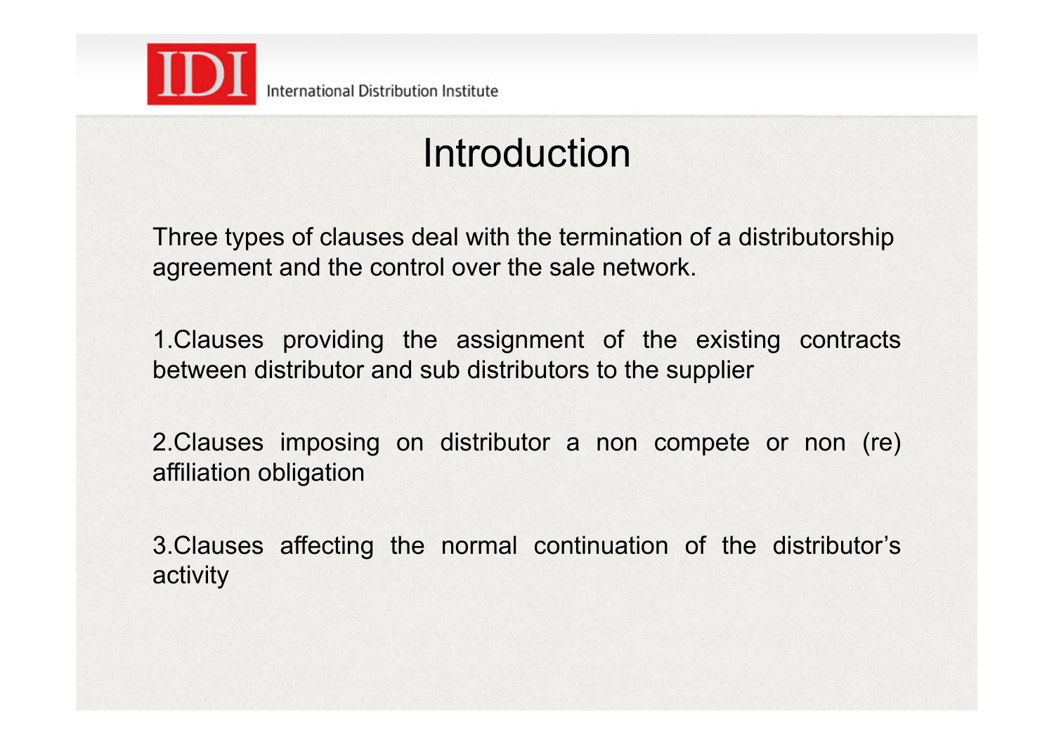# Introduction

Three types of clauses deal with the termination of a distributorship agreement and the control over the sale network.

1. Clauses providing the assignment of the existing contracts between distributor and sub distributors to the supplier

2. Clauses imposing on distributor a non compete or non (re) affiliation obligation

3. Clauses affecting the normal continuation of the distributor's activity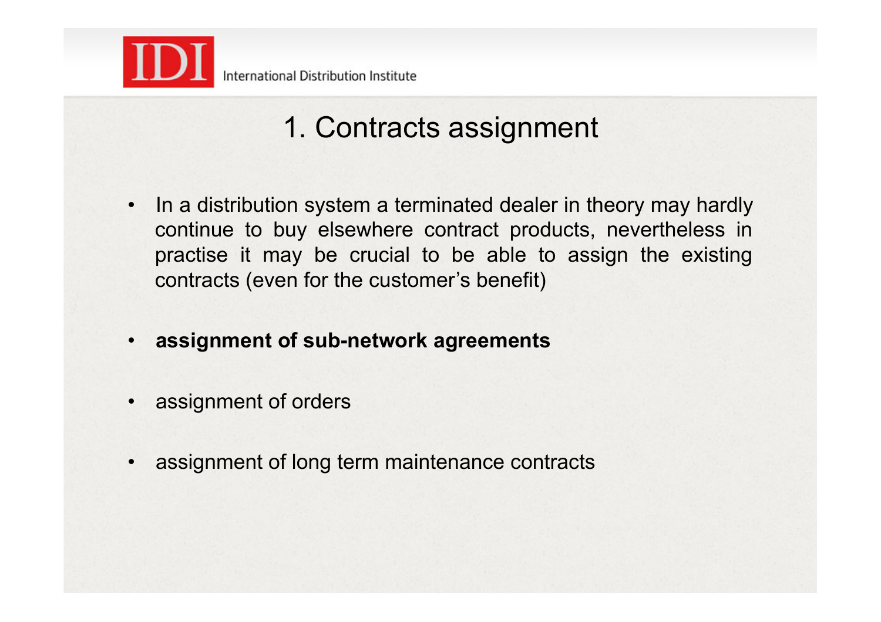# 1. Contracts assignment

- In a distribution system a terminated dealer in theory may hardly continue to buy elsewhere contract products, nevertheless in practise it may be crucial to be able to assign the existing contracts (even for the customer's benefit)
- **assignment of sub-network agreements**
- assignment of orders
- assignment of long term maintenance contracts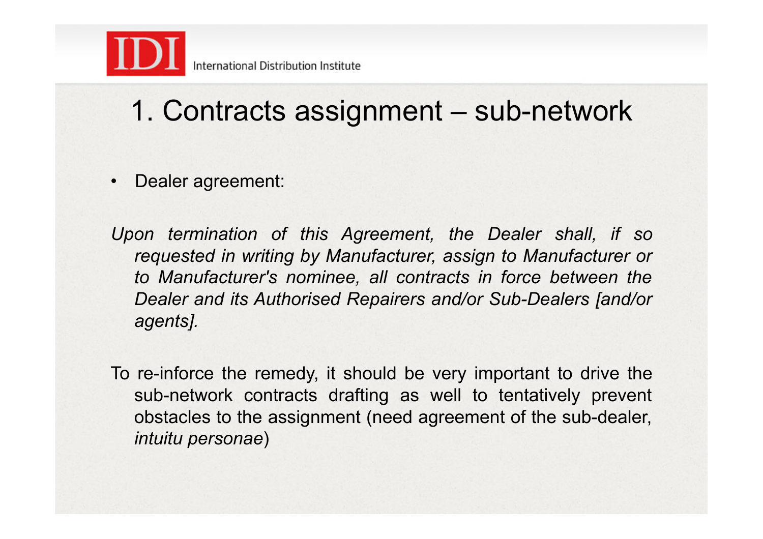# 1. Contracts assignment – sub-network

- Dealer agreement:

*Upon termination of this Agreement, the Dealer shall, if so requested in writing by Manufacturer, assign to Manufacturer or to Manufacturer's nominee, all contracts in force between the Dealer and its Authorised Repairers and/or Sub-Dealers [and/or agents].*

To re-inforce the remedy, it should be very important to drive the sub-network contracts drafting as well to tentatively prevent obstacles to the assignment (need agreement of the sub-dealer, *intuitu personae*)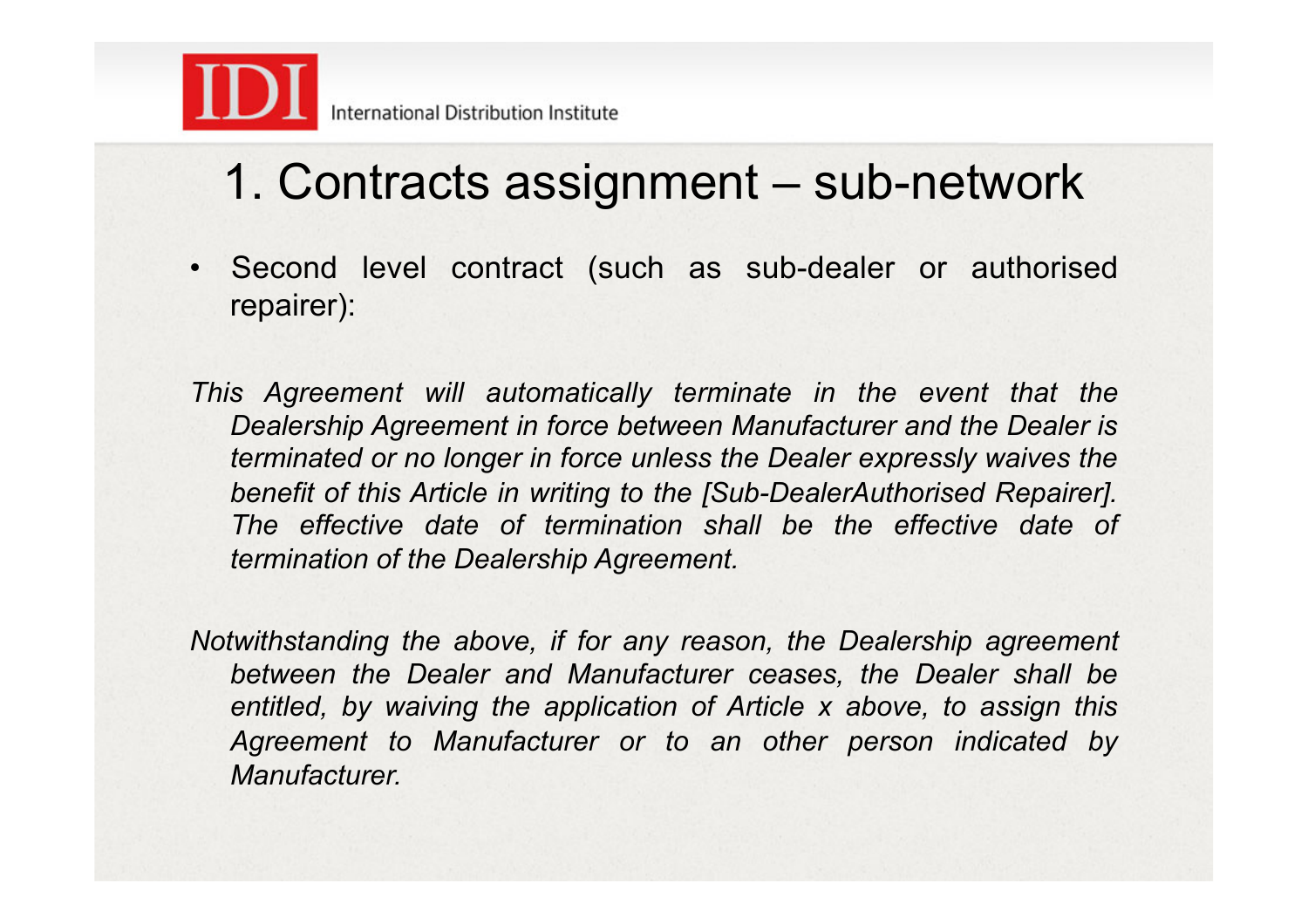# 1. Contracts assignment – sub-network

- Second level contract (such as sub-dealer or authorised repairer):

*This Agreement will automatically terminate in the event that the Dealership Agreement in force between Manufacturer and the Dealer is terminated or no longer in force unless the Dealer expressly waives the benefit of this Article in writing to the [Sub-DealerAuthorised Repairer]. The effective date of termination shall be the effective date of termination of the Dealership Agreement.*

*Notwithstanding the above, if for any reason, the Dealership agreement between the Dealer and Manufacturer ceases, the Dealer shall be entitled, by waiving the application of Article x above, to assign this Agreement to Manufacturer or to an other person indicated by Manufacturer.*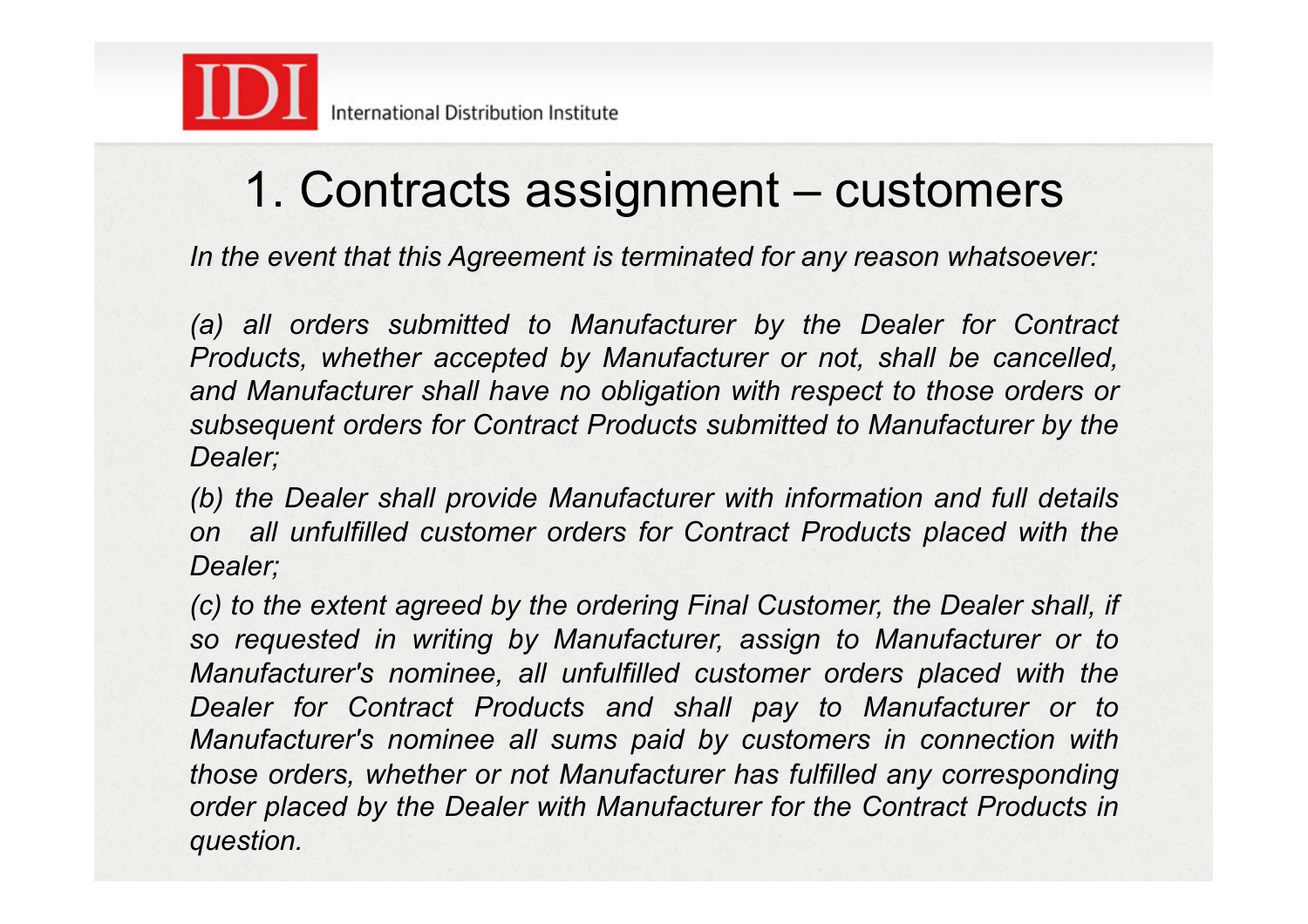# 1. Contracts assignment – customers

*In the event that this Agreement is terminated for any reason whatsoever:*

*(a) all orders submitted to Manufacturer by the Dealer for Contract Products, whether accepted by Manufacturer or not, shall be cancelled, and Manufacturer shall have no obligation with respect to those orders or subsequent orders for Contract Products submitted to Manufacturer by the Dealer;*

*(b) the Dealer shall provide Manufacturer with information and full details on all unfulfilled customer orders for Contract Products placed with the Dealer;*

*(c) to the extent agreed by the ordering Final Customer, the Dealer shall, if so requested in writing by Manufacturer, assign to Manufacturer or to Manufacturer's nominee, all unfulfilled customer orders placed with the Dealer for Contract Products and shall pay to Manufacturer or to Manufacturer's nominee all sums paid by customers in connection with those orders, whether or not Manufacturer has fulfilled any corresponding order placed by the Dealer with Manufacturer for the Contract Products in question.*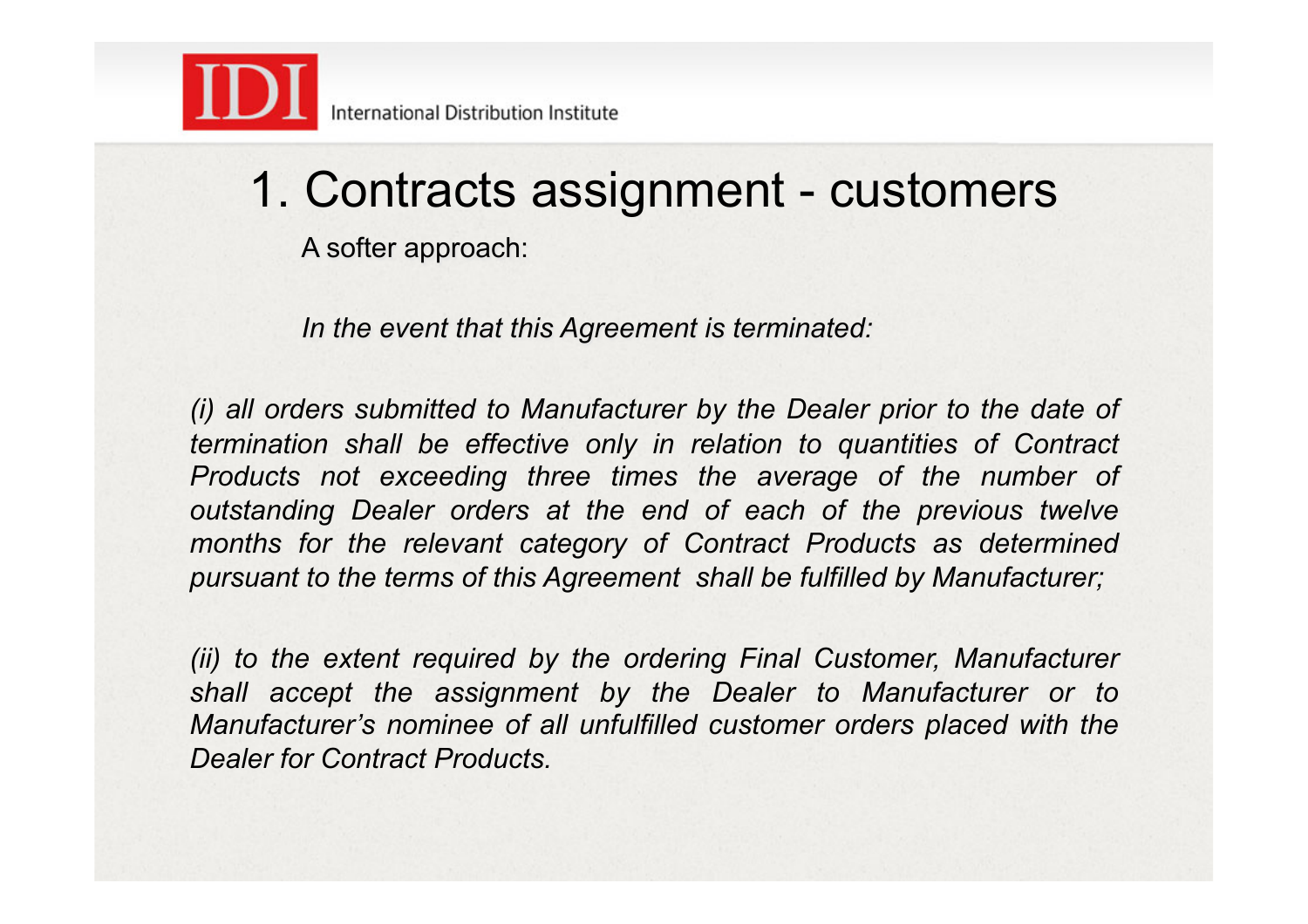# 1. Contracts assignment - customers

A softer approach:

*In the event that this Agreement is terminated:*

*(i) all orders submitted to Manufacturer by the Dealer prior to the date of termination shall be effective only in relation to quantities of Contract Products not exceeding three times the average of the number of outstanding Dealer orders at the end of each of the previous twelve months for the relevant category of Contract Products as determined pursuant to the terms of this Agreement shall be fulfilled by Manufacturer;*

*(ii) to the extent required by the ordering Final Customer, Manufacturer shall accept the assignment by the Dealer to Manufacturer or to Manufacturer's nominee of all unfulfilled customer orders placed with the Dealer for Contract Products.*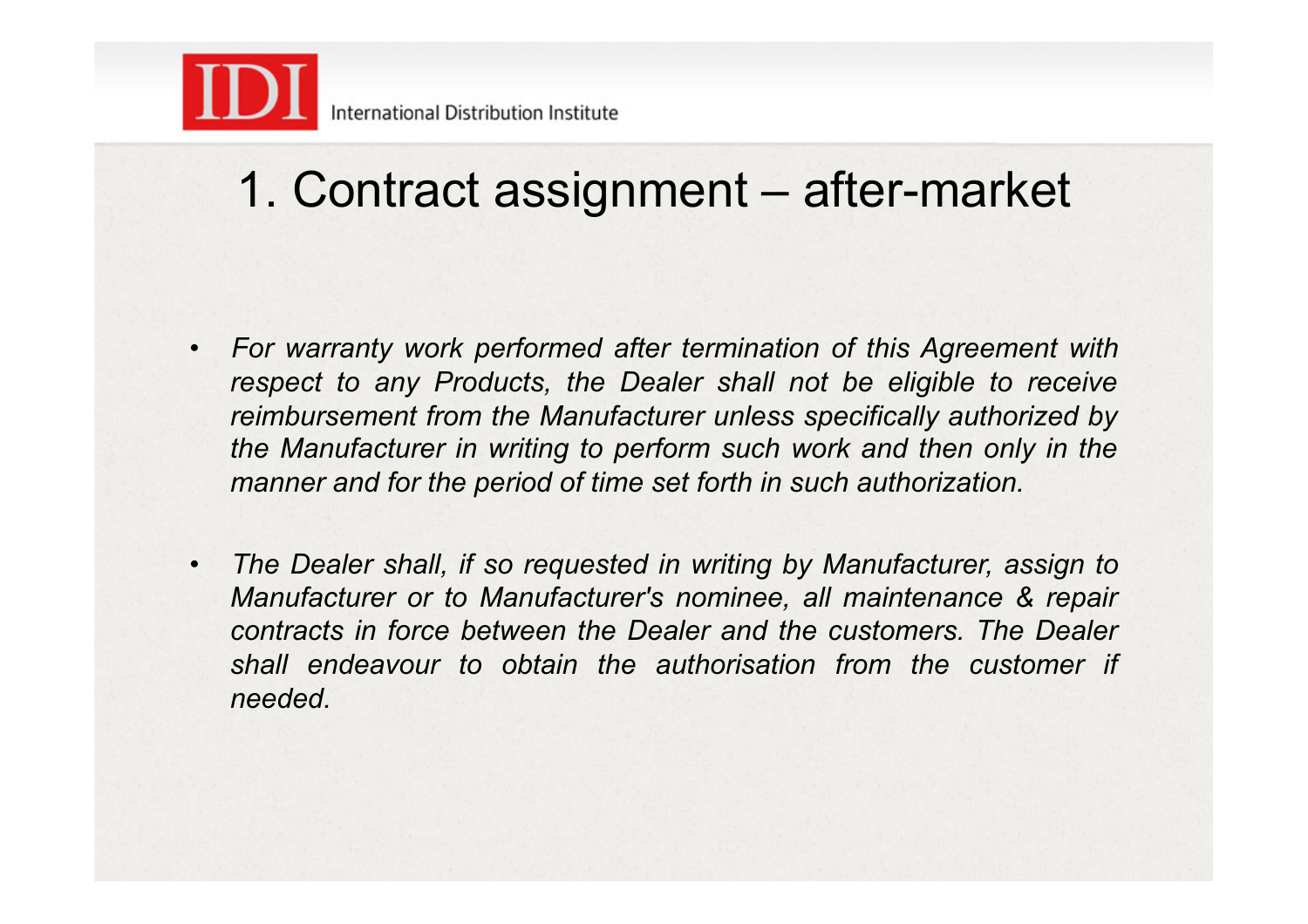# 1. Contract assignment – after-market

- *For warranty work performed after termination of this Agreement with respect to any Products, the Dealer shall not be eligible to receive reimbursement from the Manufacturer unless specifically authorized by the Manufacturer in writing to perform such work and then only in the manner and for the period of time set forth in such authorization.*

- *The Dealer shall, if so requested in writing by Manufacturer, assign to Manufacturer or to Manufacturer's nominee, all maintenance & repair contracts in force between the Dealer and the customers. The Dealer shall endeavour to obtain the authorisation from the customer if needed.*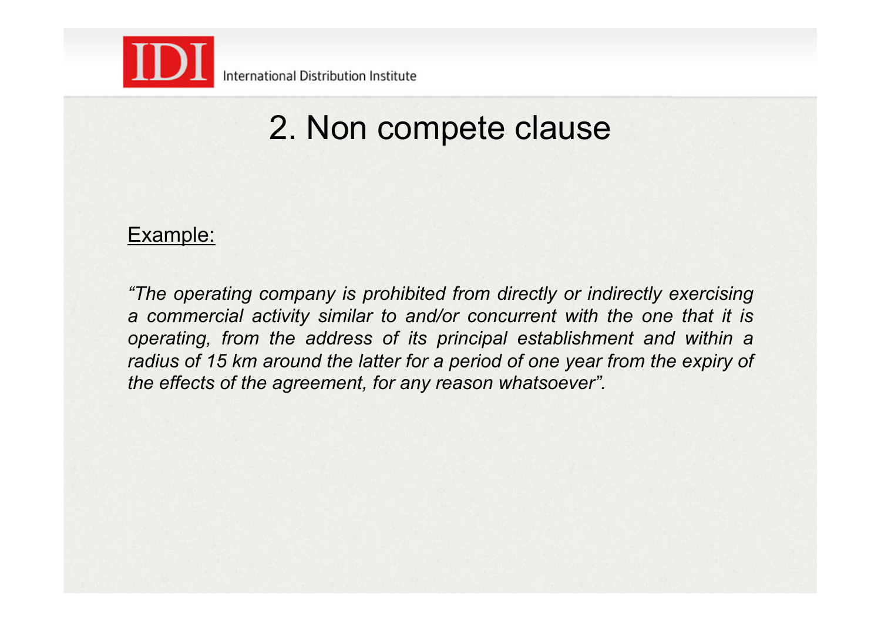## 2. Non compete clause

<u>Example:</u>

*"The operating company is prohibited from directly or indirectly exercising a commercial activity similar to and/or concurrent with the one that it is operating, from the address of its principal establishment and within a radius of 15 km around the latter for a period of one year from the expiry of the effects of the agreement, for any reason whatsoever".*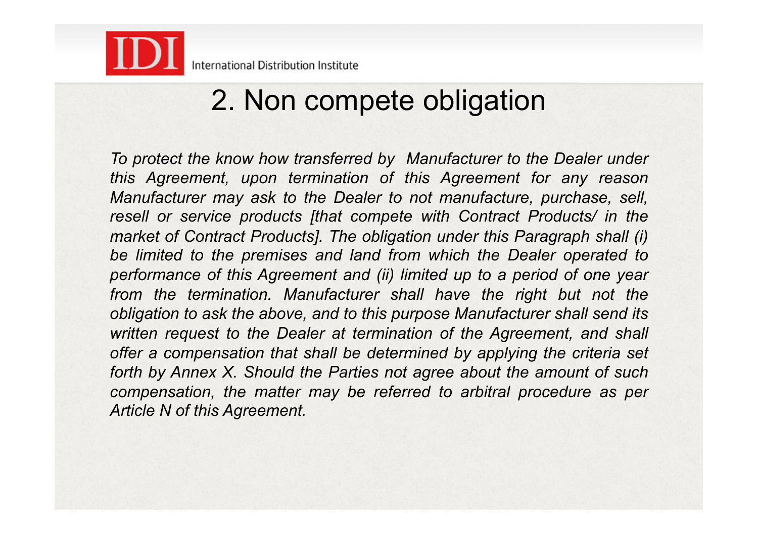## 2. Non compete obligation

*To protect the know how transferred by Manufacturer to the Dealer under this Agreement, upon termination of this Agreement for any reason Manufacturer may ask to the Dealer to not manufacture, purchase, sell, resell or service products [that compete with Contract Products/ in the market of Contract Products]. The obligation under this Paragraph shall (i) be limited to the premises and land from which the Dealer operated to performance of this Agreement and (ii) limited up to a period of one year from the termination. Manufacturer shall have the right but not the obligation to ask the above, and to this purpose Manufacturer shall send its written request to the Dealer at termination of the Agreement, and shall offer a compensation that shall be determined by applying the criteria set forth by Annex X. Should the Parties not agree about the amount of such compensation, the matter may be referred to arbitral procedure as per Article N of this Agreement.*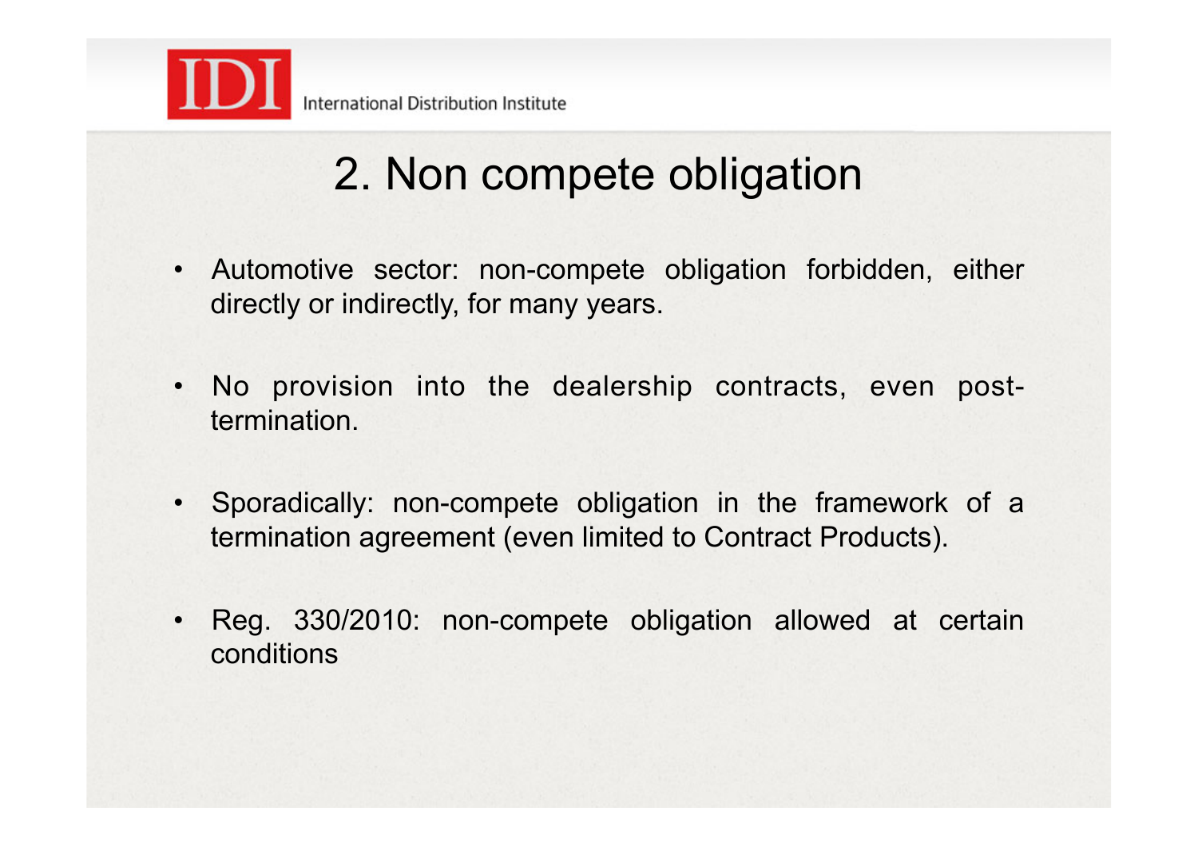## 2. Non compete obligation

- Automotive sector: non-compete obligation forbidden, either directly or indirectly, for many years.
- No provision into the dealership contracts, even post-termination.
- Sporadically: non-compete obligation in the framework of a termination agreement (even limited to Contract Products).
- Reg. 330/2010: non-compete obligation allowed at certain conditions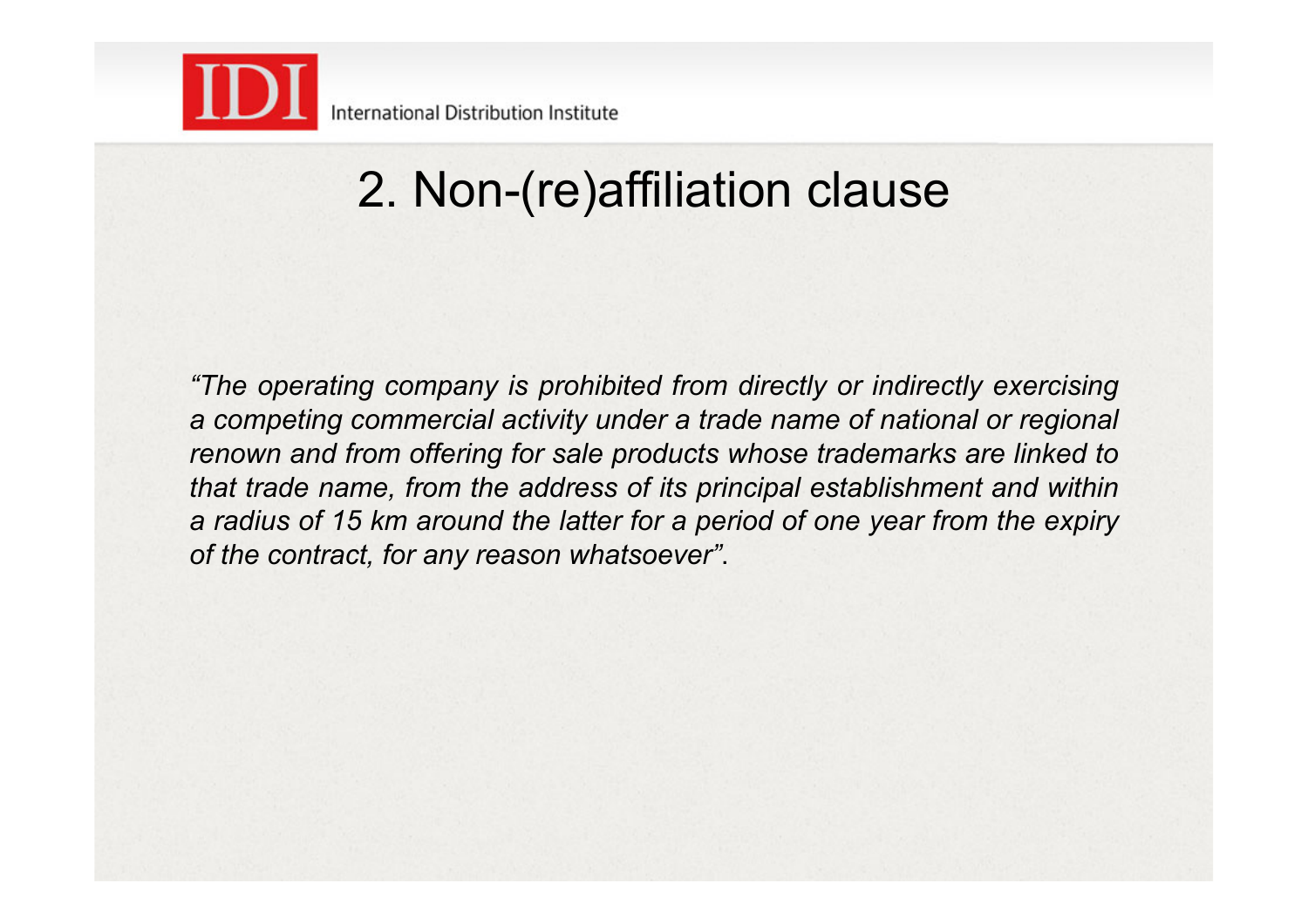## 2. Non-(re)affiliation clause

*“The operating company is prohibited from directly or indirectly exercising a competing commercial activity under a trade name of national or regional renown and from offering for sale products whose trademarks are linked to that trade name, from the address of its principal establishment and within a radius of 15 km around the latter for a period of one year from the expiry of the contract, for any reason whatsoever”*.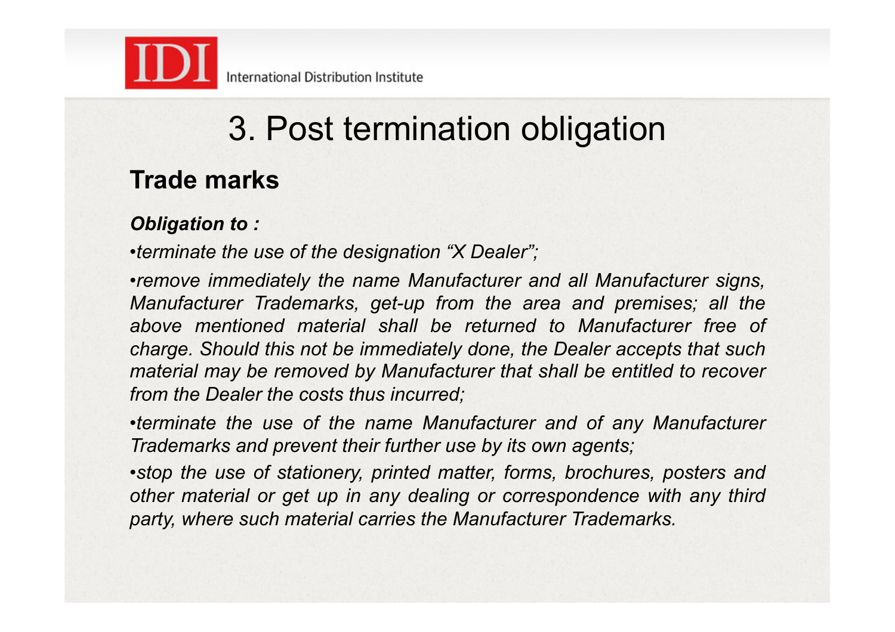# 3. Post termination obligation

## Trade marks

***Obligation to :***

- *terminate the use of the designation “X Dealer”;*
- *remove immediately the name Manufacturer and all Manufacturer signs, Manufacturer Trademarks, get-up from the area and premises; all the above mentioned material shall be returned to Manufacturer free of charge. Should this not be immediately done, the Dealer accepts that such material may be removed by Manufacturer that shall be entitled to recover from the Dealer the costs thus incurred;*
- *terminate the use of the name Manufacturer and of any Manufacturer Trademarks and prevent their further use by its own agents;*
- *stop the use of stationery, printed matter, forms, brochures, posters and other material or get up in any dealing or correspondence with any third party, where such material carries the Manufacturer Trademarks.*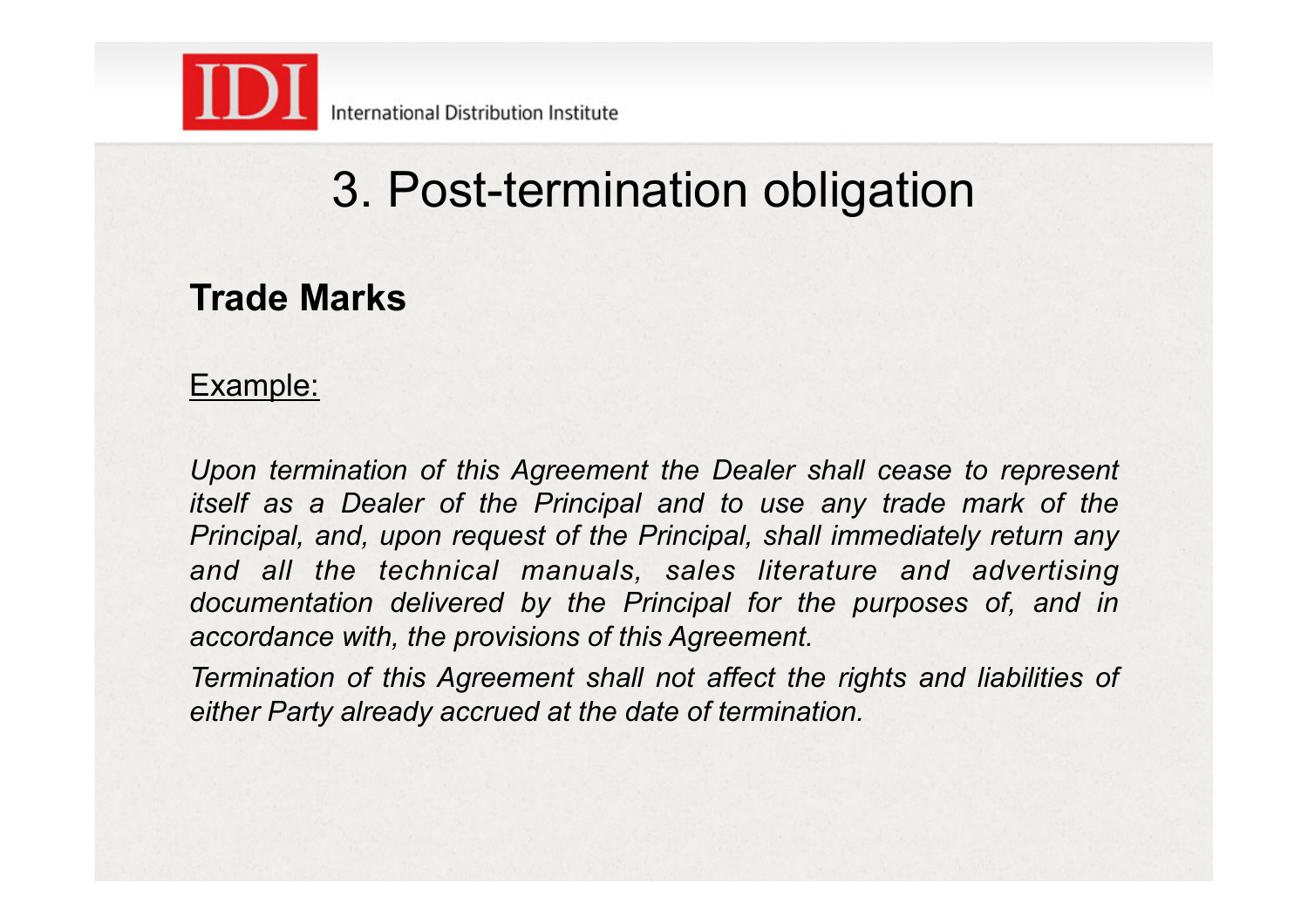# 3. Post-termination obligation

## Trade Marks

Example:

*Upon termination of this Agreement the Dealer shall cease to represent itself as a Dealer of the Principal and to use any trade mark of the Principal, and, upon request of the Principal, shall immediately return any and all the technical manuals, sales literature and advertising documentation delivered by the Principal for the purposes of, and in accordance with, the provisions of this Agreement.*

*Termination of this Agreement shall not affect the rights and liabilities of either Party already accrued at the date of termination.*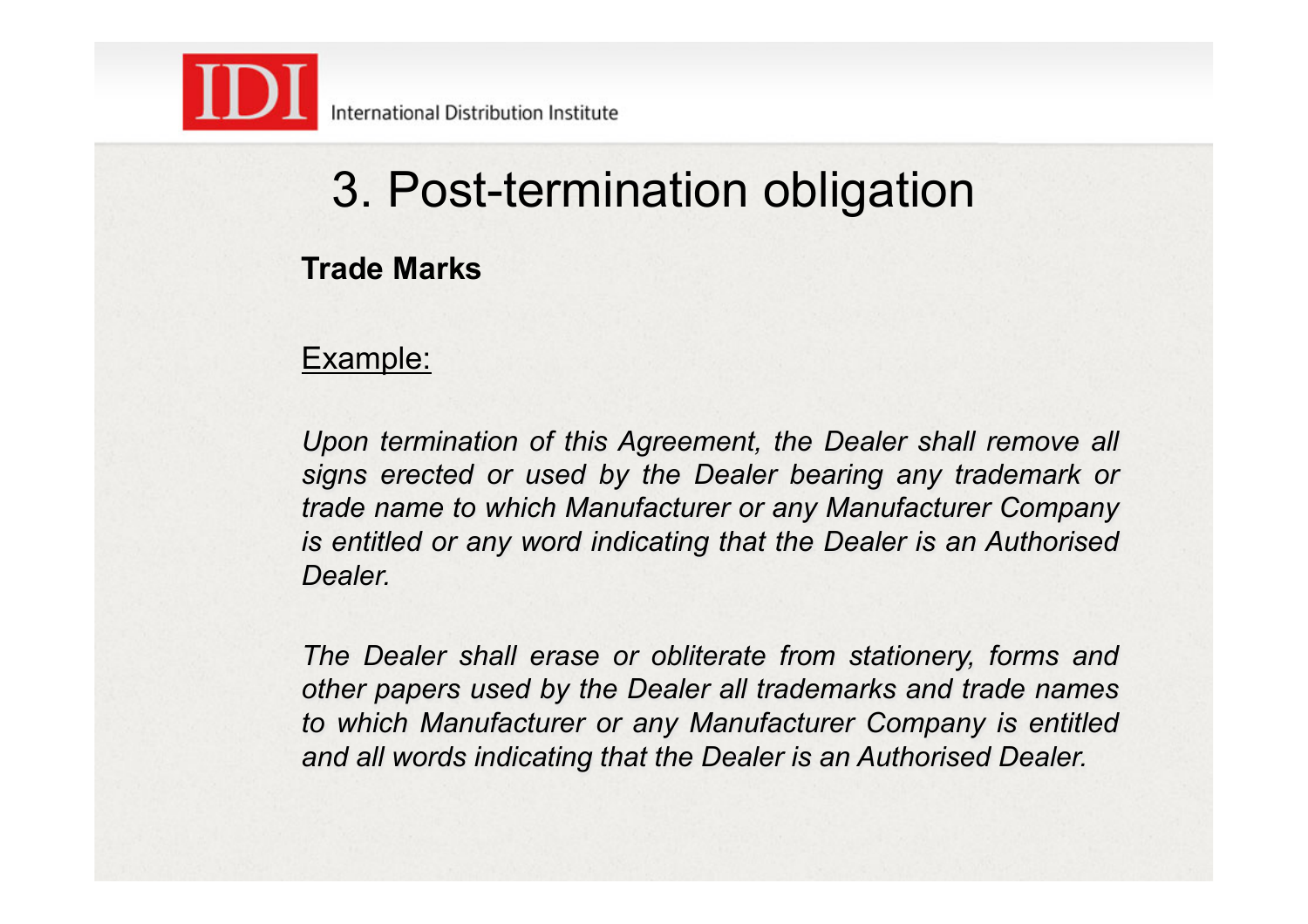# 3. Post-termination obligation

**Trade Marks**

Example:

*Upon termination of this Agreement, the Dealer shall remove all signs erected or used by the Dealer bearing any trademark or trade name to which Manufacturer or any Manufacturer Company is entitled or any word indicating that the Dealer is an Authorised Dealer.*

*The Dealer shall erase or obliterate from stationery, forms and other papers used by the Dealer all trademarks and trade names to which Manufacturer or any Manufacturer Company is entitled and all words indicating that the Dealer is an Authorised Dealer.*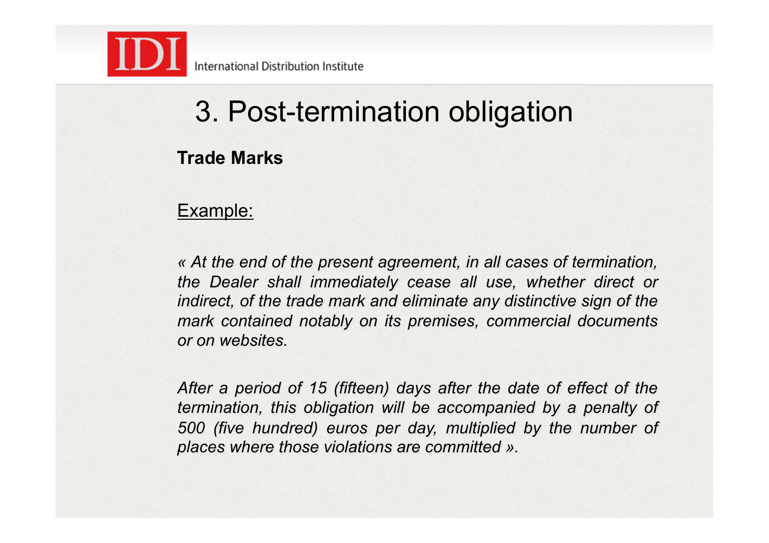# 3. Post-termination obligation

**Trade Marks**

Example:

*« At the end of the present agreement, in all cases of termination, the Dealer shall immediately cease all use, whether direct or indirect, of the trade mark and eliminate any distinctive sign of the mark contained notably on its premises, commercial documents or on websites.*

*After a period of 15 (fifteen) days after the date of effect of the termination, this obligation will be accompanied by a penalty of 500 (five hundred) euros per day, multiplied by the number of places where those violations are committed ».*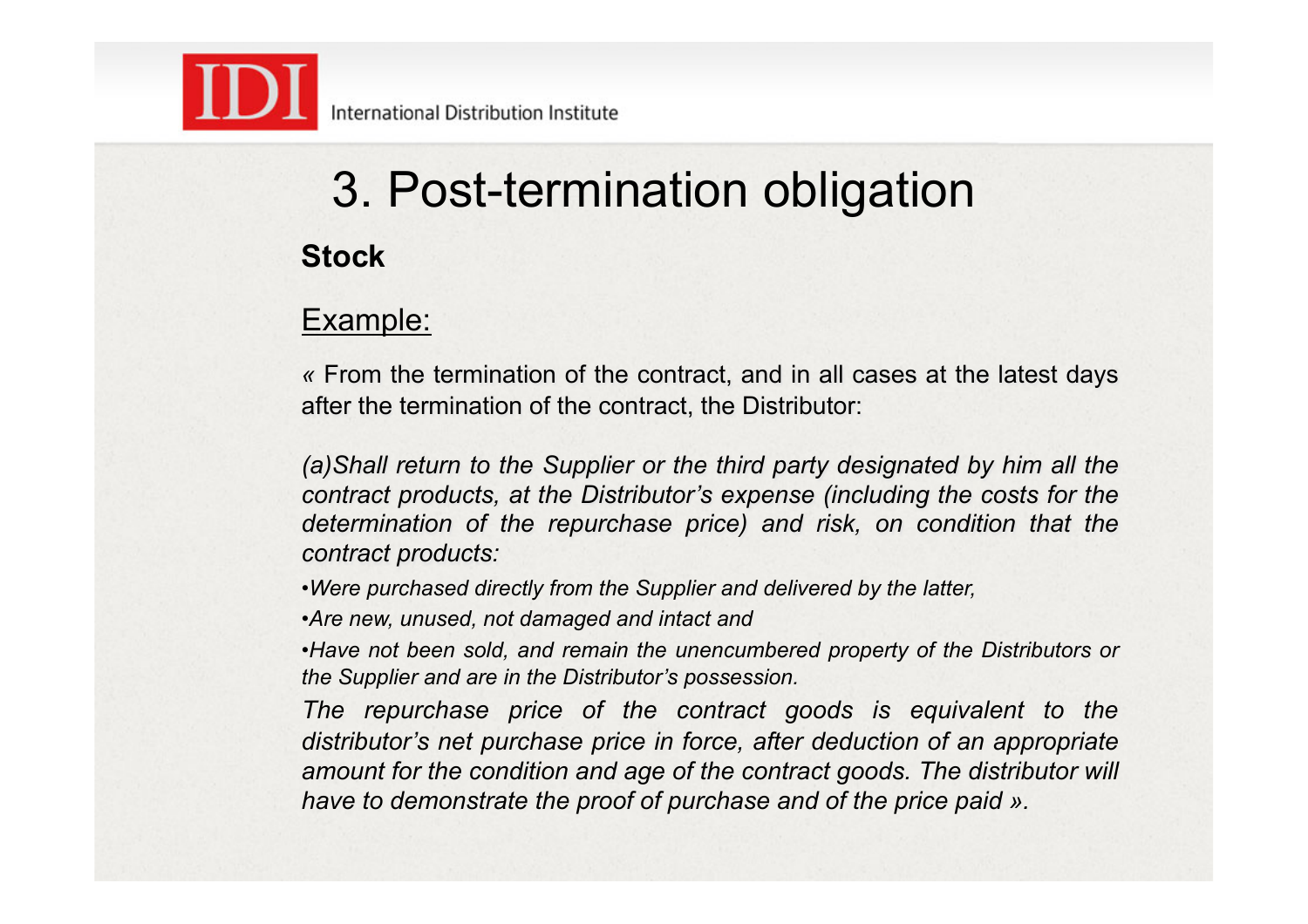# 3. Post-termination obligation

**Stock**

Example:

« From the termination of the contract, and in all cases at the latest days after the termination of the contract, the Distributor:

*(a)Shall return to the Supplier or the third party designated by him all the contract products, at the Distributor's expense (including the costs for the determination of the repurchase price) and risk, on condition that the contract products:*

- *Were purchased directly from the Supplier and delivered by the latter,*
- *Are new, unused, not damaged and intact and*
- *Have not been sold, and remain the unencumbered property of the Distributors or the Supplier and are in the Distributor's possession.*

*The repurchase price of the contract goods is equivalent to the distributor's net purchase price in force, after deduction of an appropriate amount for the condition and age of the contract goods. The distributor will have to demonstrate the proof of purchase and of the price paid ».*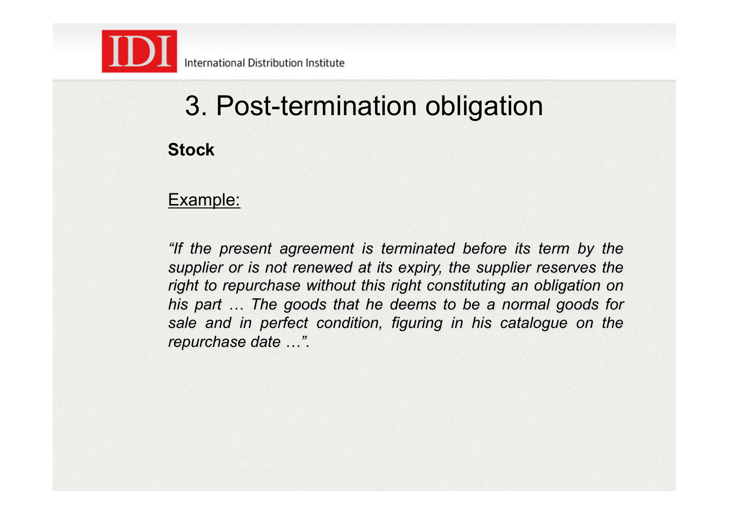# 3. Post-termination obligation

**Stock**

Example:

*“If the present agreement is terminated before its term by the supplier or is not renewed at its expiry, the supplier reserves the right to repurchase without this right constituting an obligation on his part … The goods that he deems to be a normal goods for sale and in perfect condition, figuring in his catalogue on the repurchase date …”.*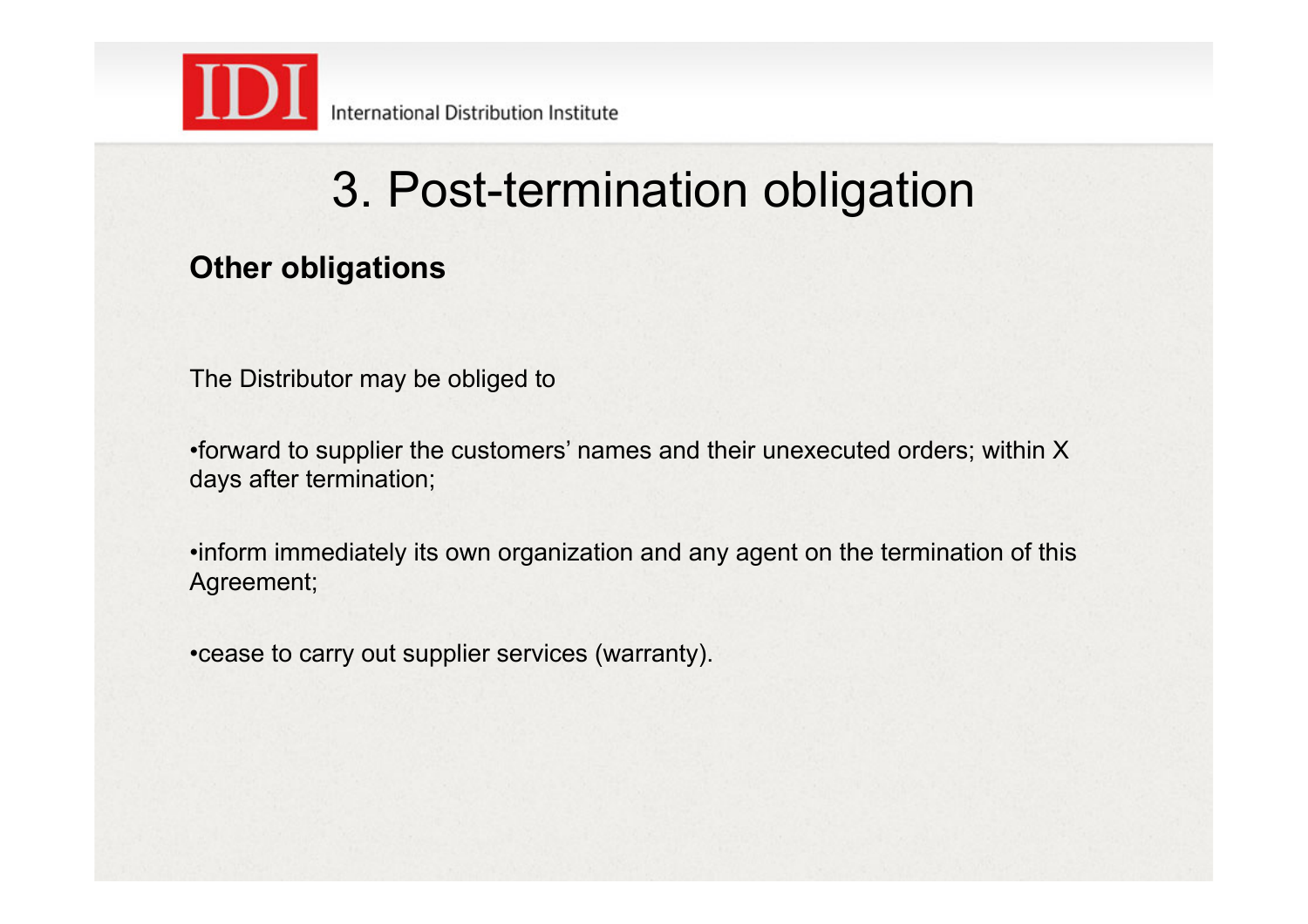# 3. Post-termination obligation

**Other obligations**

The Distributor may be obliged to

•forward to supplier the customers' names and their unexecuted orders; within X days after termination;

•inform immediately its own organization and any agent on the termination of this Agreement;

•cease to carry out supplier services (warranty).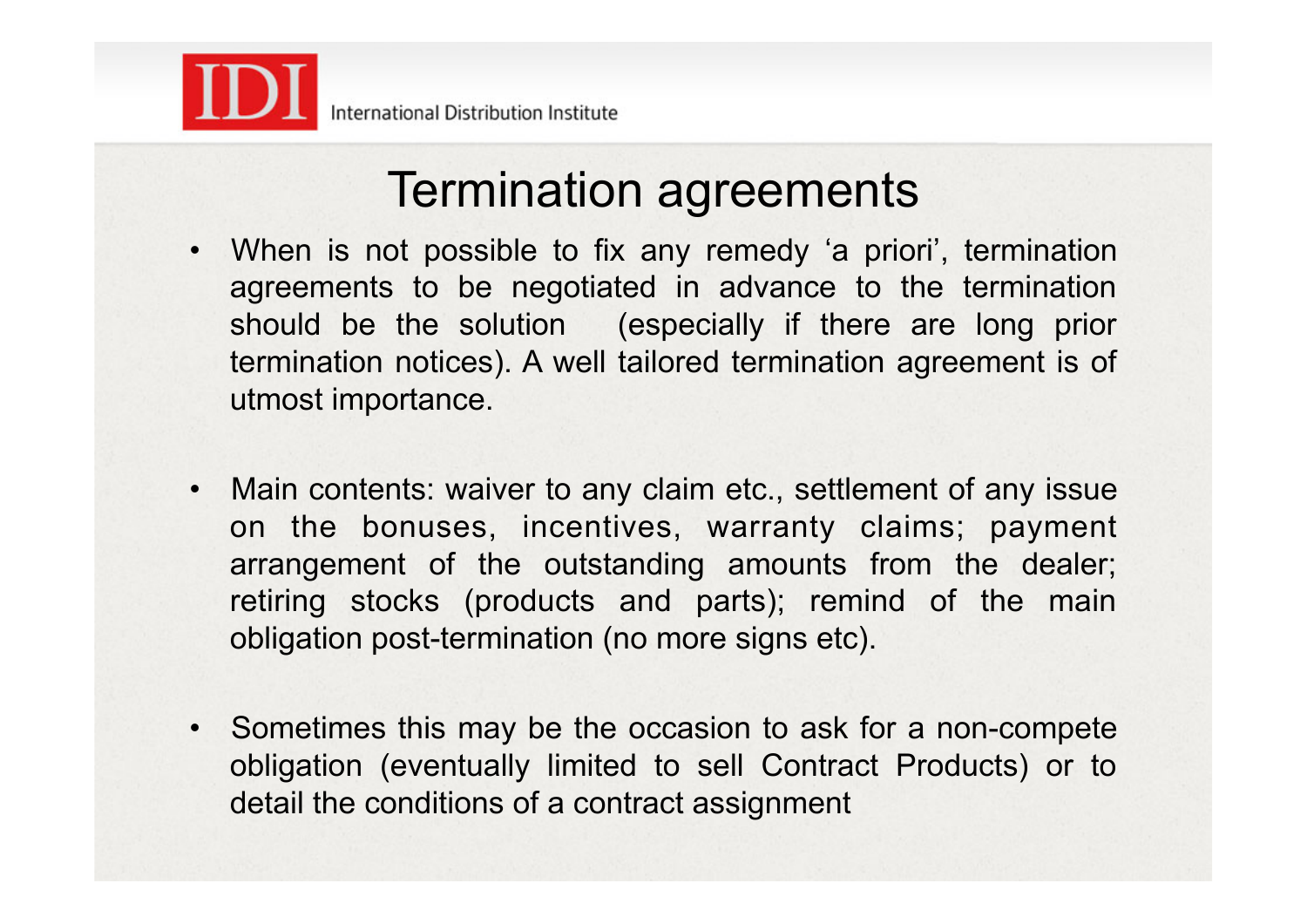# Termination agreements

- When is not possible to fix any remedy 'a priori', termination agreements to be negotiated in advance to the termination should be the solution (especially if there are long prior termination notices). A well tailored termination agreement is of utmost importance.

- Main contents: waiver to any claim etc., settlement of any issue on the bonuses, incentives, warranty claims; payment arrangement of the outstanding amounts from the dealer; retiring stocks (products and parts); remind of the main obligation post-termination (no more signs etc).

- Sometimes this may be the occasion to ask for a non-compete obligation (eventually limited to sell Contract Products) or to detail the conditions of a contract assignment